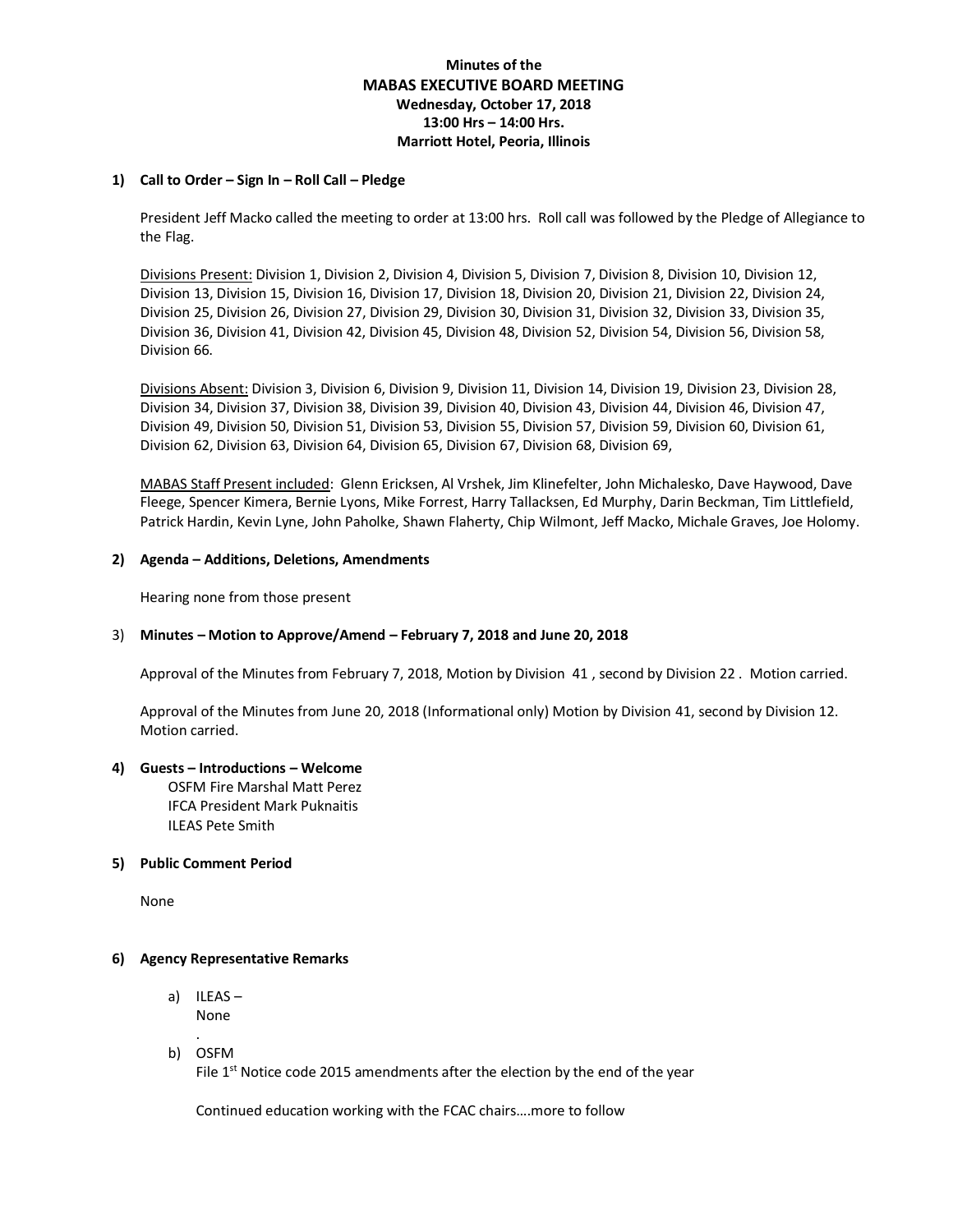**Minutes of the**
**MABAS EXECUTIVE BOARD MEETING**
**Wednesday, October 17, 2018**
**13:00 Hrs – 14:00 Hrs.**
**Marriott Hotel, Peoria, Illinois**

**1) Call to Order – Sign In – Roll Call – Pledge**

President Jeff Macko called the meeting to order at 13:00 hrs. Roll call was followed by the Pledge of Allegiance to the Flag.

Divisions Present: Division 1, Division 2, Division 4, Division 5, Division 7, Division 8, Division 10, Division 12, Division 13, Division 15, Division 16, Division 17, Division 18, Division 20, Division 21, Division 22, Division 24, Division 25, Division 26, Division 27, Division 29, Division 30, Division 31, Division 32, Division 33, Division 35, Division 36, Division 41, Division 42, Division 45, Division 48, Division 52, Division 54, Division 56, Division 58, Division 66.

Divisions Absent: Division 3, Division 6, Division 9, Division 11, Division 14, Division 19, Division 23, Division 28, Division 34, Division 37, Division 38, Division 39, Division 40, Division 43, Division 44, Division 46, Division 47, Division 49, Division 50, Division 51, Division 53, Division 55, Division 57, Division 59, Division 60, Division 61, Division 62, Division 63, Division 64, Division 65, Division 67, Division 68, Division 69,

MABAS Staff Present included: Glenn Ericksen, Al Vrshek, Jim Klinefelter, John Michalesko, Dave Haywood, Dave Fleege, Spencer Kimera, Bernie Lyons, Mike Forrest, Harry Tallacksen, Ed Murphy, Darin Beckman, Tim Littlefield, Patrick Hardin, Kevin Lyne, John Paholke, Shawn Flaherty, Chip Wilmont, Jeff Macko, Michale Graves, Joe Holomy.

**2) Agenda – Additions, Deletions, Amendments**

Hearing none from those present

3) **Minutes – Motion to Approve/Amend – February 7, 2018 and June 20, 2018**

Approval of the Minutes from February 7, 2018, Motion by Division 41 , second by Division 22 . Motion carried.

Approval of the Minutes from June 20, 2018 (Informational only) Motion by Division 41, second by Division 12. Motion carried.

**4) Guests – Introductions – Welcome**

OSFM Fire Marshal Matt Perez
IFCA President Mark Puknaitis
ILEAS Pete Smith

**5) Public Comment Period**

None

**6) Agency Representative Remarks**

a) ILEAS –
   None
   .
b) OSFM
   File 1st Notice code 2015 amendments after the election by the end of the year

   Continued education working with the FCAC chairs….more to follow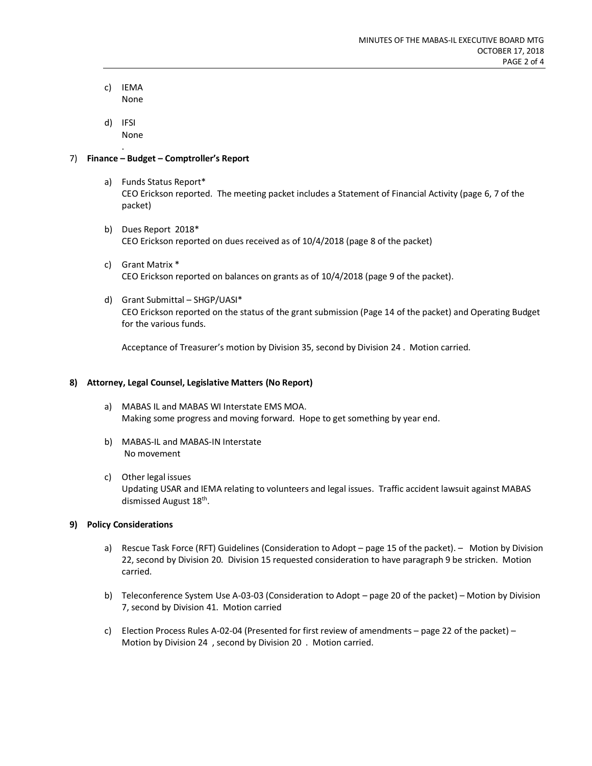c) IEMA
   None

d) IFSI
   None

.

7) **Finance – Budget – Comptroller's Report**

   a) Funds Status Report*
      CEO Erickson reported. The meeting packet includes a Statement of Financial Activity (page 6, 7 of the packet)

   b) Dues Report 2018*
      CEO Erickson reported on dues received as of 10/4/2018 (page 8 of the packet)

   c) Grant Matrix *
      CEO Erickson reported on balances on grants as of 10/4/2018 (page 9 of the packet).

   d) Grant Submittal – SHGP/UASI*
      CEO Erickson reported on the status of the grant submission (Page 14 of the packet) and Operating Budget for the various funds.

      Acceptance of Treasurer's motion by Division 35, second by Division 24 . Motion carried.

**8) Attorney, Legal Counsel, Legislative Matters (No Report)**

   a) MABAS IL and MABAS WI Interstate EMS MOA.
      Making some progress and moving forward. Hope to get something by year end.

   b) MABAS-IL and MABAS-IN Interstate
      No movement

   c) Other legal issues
      Updating USAR and IEMA relating to volunteers and legal issues. Traffic accident lawsuit against MABAS dismissed August 18th.

**9) Policy Considerations**

   a) Rescue Task Force (RFT) Guidelines (Consideration to Adopt – page 15 of the packet). – Motion by Division 22, second by Division 20. Division 15 requested consideration to have paragraph 9 be stricken. Motion carried.

   b) Teleconference System Use A-03-03 (Consideration to Adopt – page 20 of the packet) – Motion by Division 7, second by Division 41. Motion carried

   c) Election Process Rules A-02-04 (Presented for first review of amendments – page 22 of the packet) – Motion by Division 24 , second by Division 20 . Motion carried.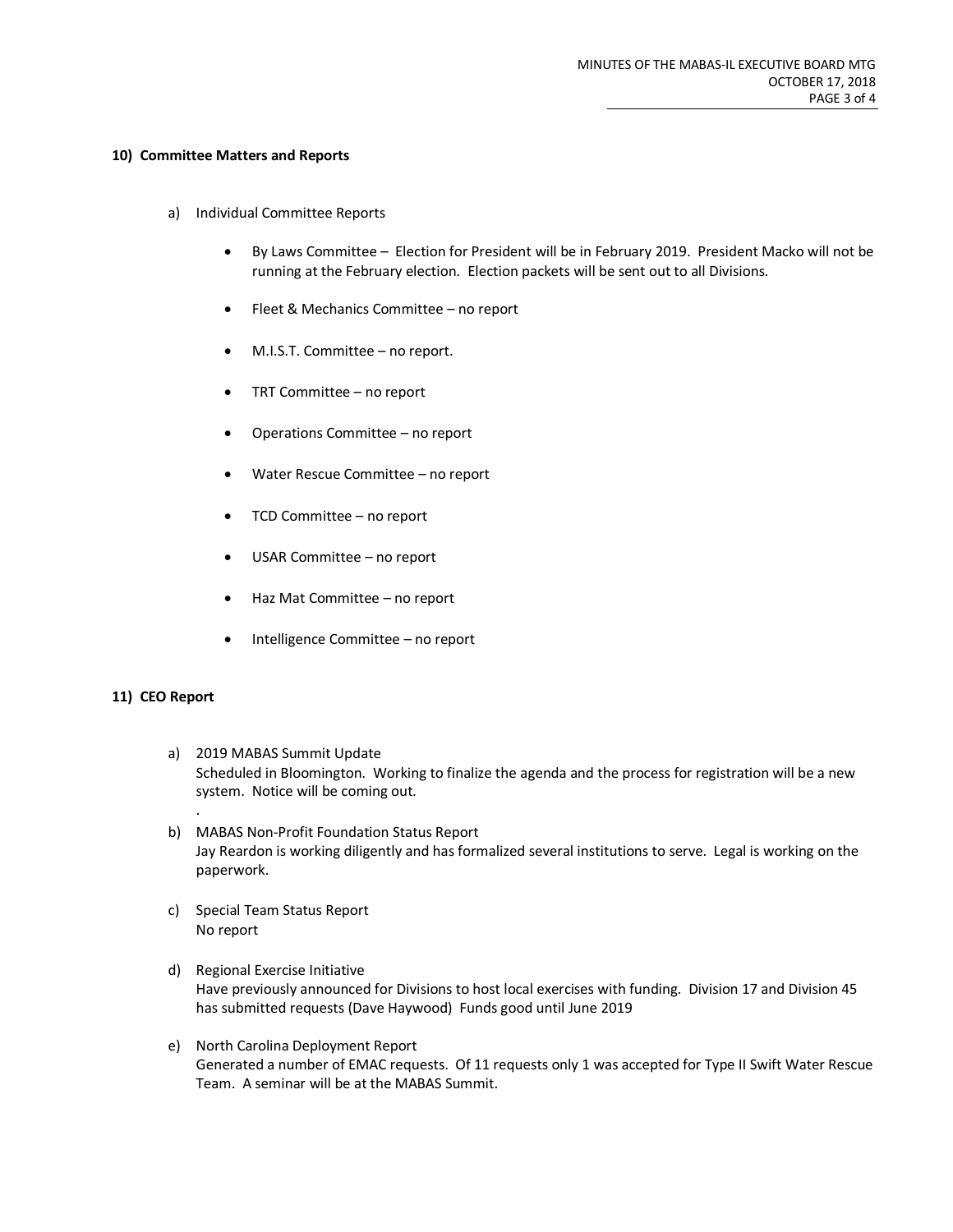**10) Committee Matters and Reports**

a) Individual Committee Reports

- By Laws Committee – Election for President will be in February 2019. President Macko will not be running at the February election. Election packets will be sent out to all Divisions.
- Fleet & Mechanics Committee – no report
- M.I.S.T. Committee – no report.
- TRT Committee – no report
- Operations Committee – no report
- Water Rescue Committee – no report
- TCD Committee – no report
- USAR Committee – no report
- Haz Mat Committee – no report
- Intelligence Committee – no report

**11) CEO Report**

a) 2019 MABAS Summit Update
Scheduled in Bloomington. Working to finalize the agenda and the process for registration will be a new system. Notice will be coming out.
.

b) MABAS Non-Profit Foundation Status Report
Jay Reardon is working diligently and has formalized several institutions to serve. Legal is working on the paperwork.

c) Special Team Status Report
No report

d) Regional Exercise Initiative
Have previously announced for Divisions to host local exercises with funding. Division 17 and Division 45 has submitted requests (Dave Haywood) Funds good until June 2019

e) North Carolina Deployment Report
Generated a number of EMAC requests. Of 11 requests only 1 was accepted for Type II Swift Water Rescue Team. A seminar will be at the MABAS Summit.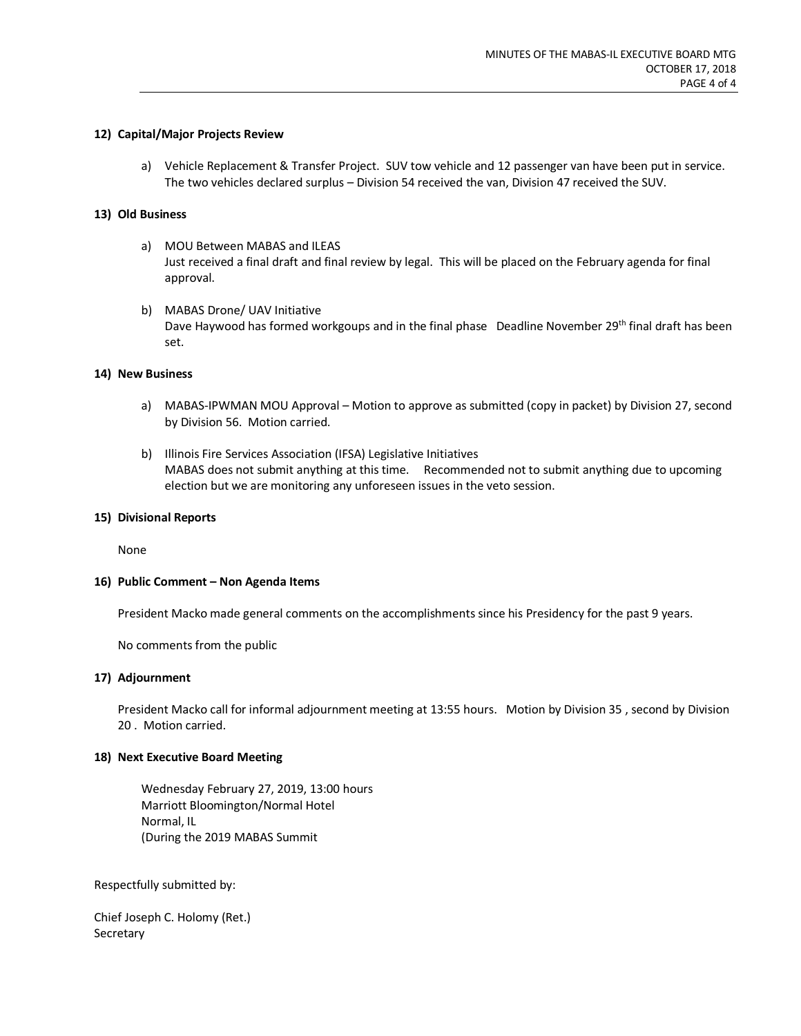**12) Capital/Major Projects Review**

a) Vehicle Replacement & Transfer Project. SUV tow vehicle and 12 passenger van have been put in service. The two vehicles declared surplus – Division 54 received the van, Division 47 received the SUV.

**13) Old Business**

a) MOU Between MABAS and ILEAS
Just received a final draft and final review by legal. This will be placed on the February agenda for final approval.

b) MABAS Drone/ UAV Initiative
Dave Haywood has formed workgoups and in the final phase Deadline November 29th final draft has been set.

**14) New Business**

a) MABAS-IPWMAN MOU Approval – Motion to approve as submitted (copy in packet) by Division 27, second by Division 56. Motion carried.

b) Illinois Fire Services Association (IFSA) Legislative Initiatives
MABAS does not submit anything at this time. Recommended not to submit anything due to upcoming election but we are monitoring any unforeseen issues in the veto session.

**15) Divisional Reports**

None

**16) Public Comment – Non Agenda Items**

President Macko made general comments on the accomplishments since his Presidency for the past 9 years.

No comments from the public

**17) Adjournment**

President Macko call for informal adjournment meeting at 13:55 hours. Motion by Division 35 , second by Division 20 . Motion carried.

**18) Next Executive Board Meeting**

Wednesday February 27, 2019, 13:00 hours
Marriott Bloomington/Normal Hotel
Normal, IL
(During the 2019 MABAS Summit

Respectfully submitted by:

Chief Joseph C. Holomy (Ret.)
Secretary